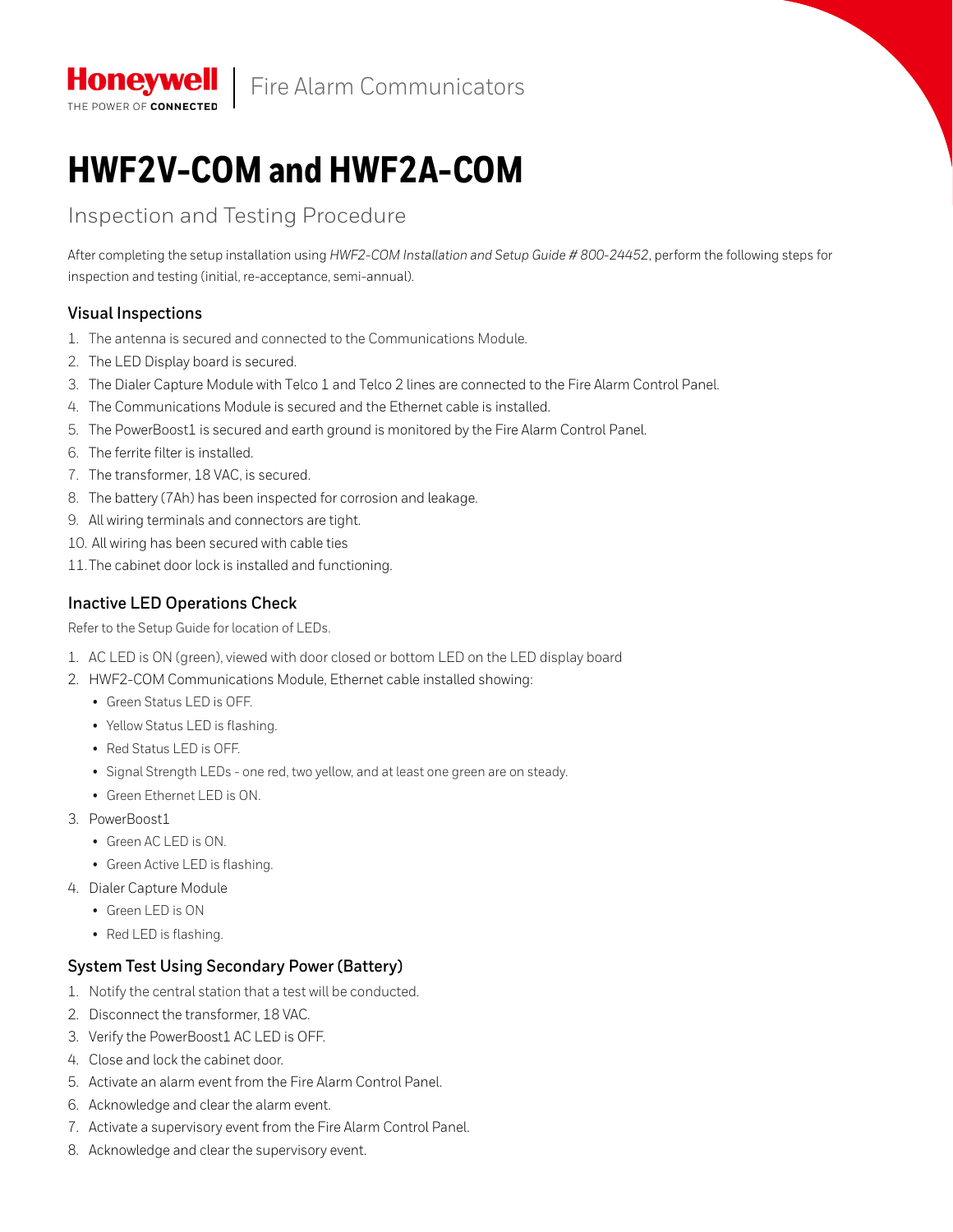Honeywell | Fire Alarm Communicators

# HWF2V-COM and HWF2A-COM

## Inspection and Testing Procedure

After completing the setup installation using *HWF2-COM Installation and Setup Guide # 800-24452*, perform the following steps for inspection and testing (initial, re-acceptance, semi-annual).

### Visual Inspections

1. The antenna is secured and connected to the Communications Module.
2. The LED Display board is secured.
3. The Dialer Capture Module with Telco 1 and Telco 2 lines are connected to the Fire Alarm Control Panel.
4. The Communications Module is secured and the Ethernet cable is installed.
5. The PowerBoost1 is secured and earth ground is monitored by the Fire Alarm Control Panel.
6. The ferrite filter is installed.
7. The transformer, 18 VAC, is secured.
8. The battery (7Ah) has been inspected for corrosion and leakage.
9. All wiring terminals and connectors are tight.
10. All wiring has been secured with cable ties
11. The cabinet door lock is installed and functioning.

### Inactive LED Operations Check

Refer to the Setup Guide for location of LEDs.

1. AC LED is ON (green), viewed with door closed or bottom LED on the LED display board
2. HWF2-COM Communications Module, Ethernet cable installed showing:
   - Green Status LED is OFF.
   - Yellow Status LED is flashing.
   - Red Status LED is OFF.
   - Signal Strength LEDs - one red, two yellow, and at least one green are on steady.
   - Green Ethernet LED is ON.
3. PowerBoost1
   - Green AC LED is ON.
   - Green Active LED is flashing.
4. Dialer Capture Module
   - Green LED is ON
   - Red LED is flashing.

### System Test Using Secondary Power (Battery)

1. Notify the central station that a test will be conducted.
2. Disconnect the transformer, 18 VAC.
3. Verify the PowerBoost1 AC LED is OFF.
4. Close and lock the cabinet door.
5. Activate an alarm event from the Fire Alarm Control Panel.
6. Acknowledge and clear the alarm event.
7. Activate a supervisory event from the Fire Alarm Control Panel.
8. Acknowledge and clear the supervisory event.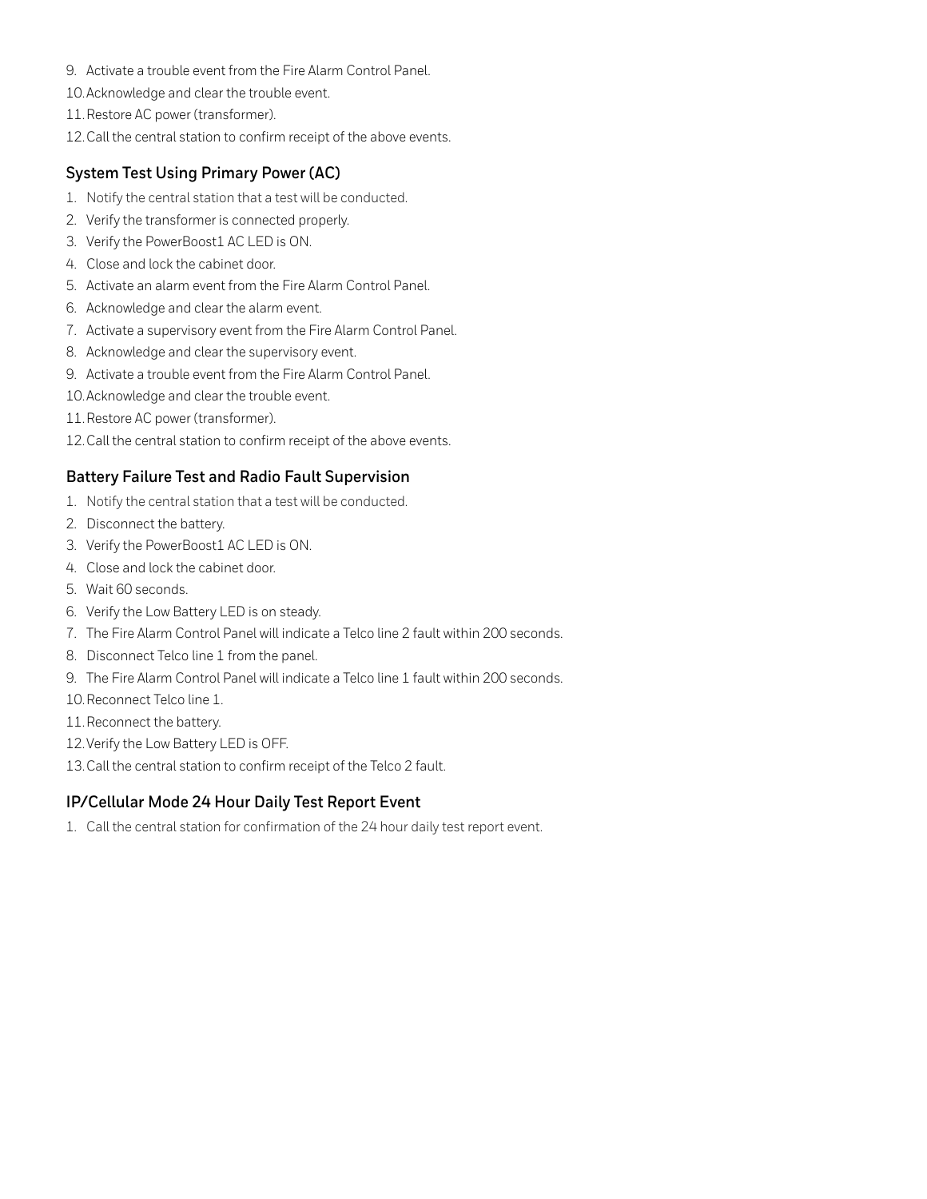9. Activate a trouble event from the Fire Alarm Control Panel.
10. Acknowledge and clear the trouble event.
11. Restore AC power (transformer).
12. Call the central station to confirm receipt of the above events.

### System Test Using Primary Power (AC)

1. Notify the central station that a test will be conducted.
2. Verify the transformer is connected properly.
3. Verify the PowerBoost1 AC LED is ON.
4. Close and lock the cabinet door.
5. Activate an alarm event from the Fire Alarm Control Panel.
6. Acknowledge and clear the alarm event.
7. Activate a supervisory event from the Fire Alarm Control Panel.
8. Acknowledge and clear the supervisory event.
9. Activate a trouble event from the Fire Alarm Control Panel.
10. Acknowledge and clear the trouble event.
11. Restore AC power (transformer).
12. Call the central station to confirm receipt of the above events.

### Battery Failure Test and Radio Fault Supervision

1. Notify the central station that a test will be conducted.
2. Disconnect the battery.
3. Verify the PowerBoost1 AC LED is ON.
4. Close and lock the cabinet door.
5. Wait 60 seconds.
6. Verify the Low Battery LED is on steady.
7. The Fire Alarm Control Panel will indicate a Telco line 2 fault within 200 seconds.
8. Disconnect Telco line 1 from the panel.
9. The Fire Alarm Control Panel will indicate a Telco line 1 fault within 200 seconds.
10. Reconnect Telco line 1.
11. Reconnect the battery.
12. Verify the Low Battery LED is OFF.
13. Call the central station to confirm receipt of the Telco 2 fault.

### IP/Cellular Mode 24 Hour Daily Test Report Event

1. Call the central station for confirmation of the 24 hour daily test report event.